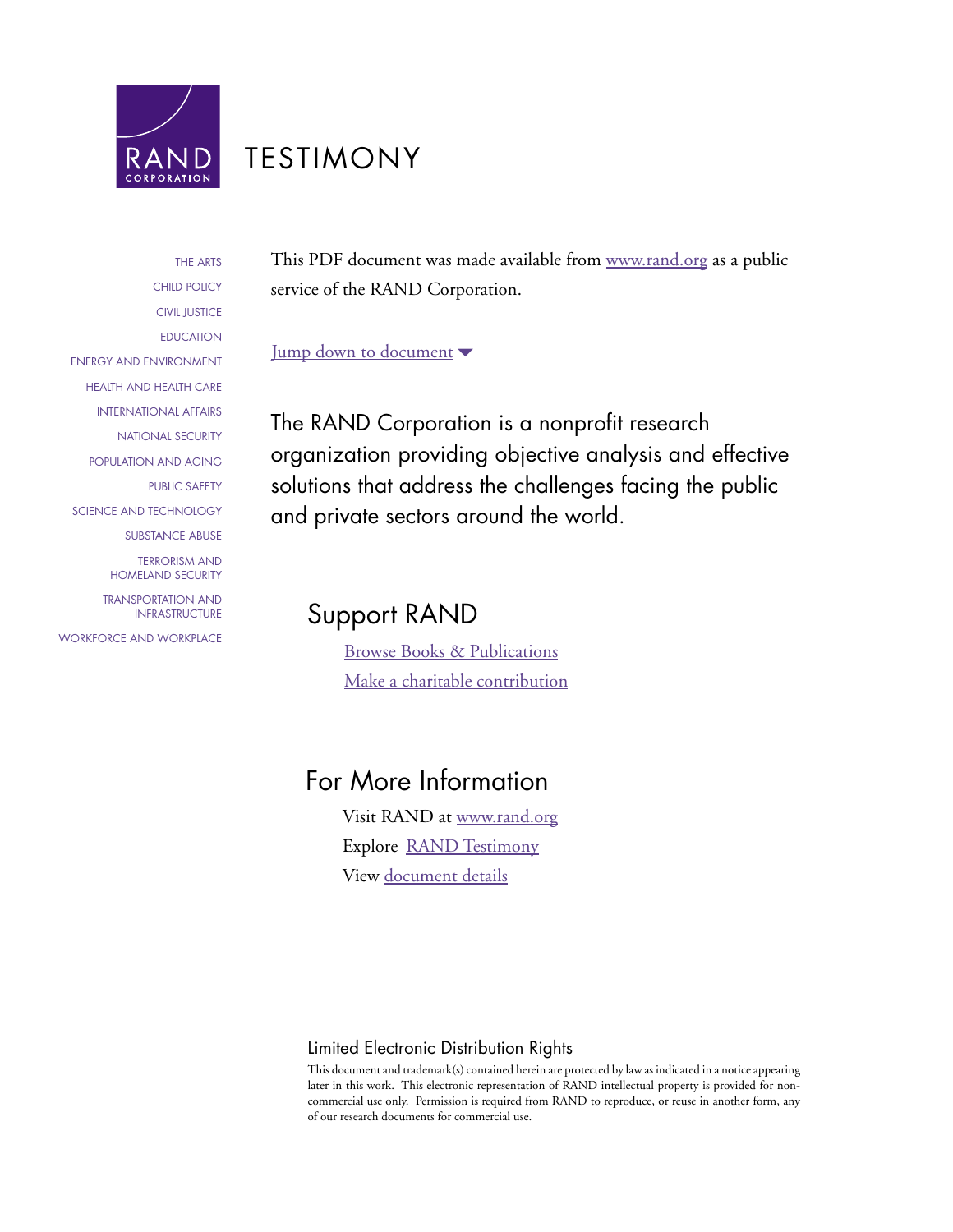RAND CORPORATION

# TESTIMONY

THE ARTS
CHILD POLICY
CIVIL JUSTICE
EDUCATION
ENERGY AND ENVIRONMENT
HEALTH AND HEALTH CARE
INTERNATIONAL AFFAIRS
NATIONAL SECURITY
POPULATION AND AGING
PUBLIC SAFETY
SCIENCE AND TECHNOLOGY
SUBSTANCE ABUSE
TERRORISM AND HOMELAND SECURITY
TRANSPORTATION AND INFRASTRUCTURE
WORKFORCE AND WORKPLACE

This PDF document was made available from www.rand.org as a public service of the RAND Corporation.

Jump down to document ▾

The RAND Corporation is a nonprofit research organization providing objective analysis and effective solutions that address the challenges facing the public and private sectors around the world.

## Support RAND

Browse Books & Publications
Make a charitable contribution

## For More Information

Visit RAND at www.rand.org
Explore RAND Testimony
View document details

### Limited Electronic Distribution Rights

This document and trademark(s) contained herein are protected by law as indicated in a notice appearing later in this work. This electronic representation of RAND intellectual property is provided for non-commercial use only. Permission is required from RAND to reproduce, or reuse in another form, any of our research documents for commercial use.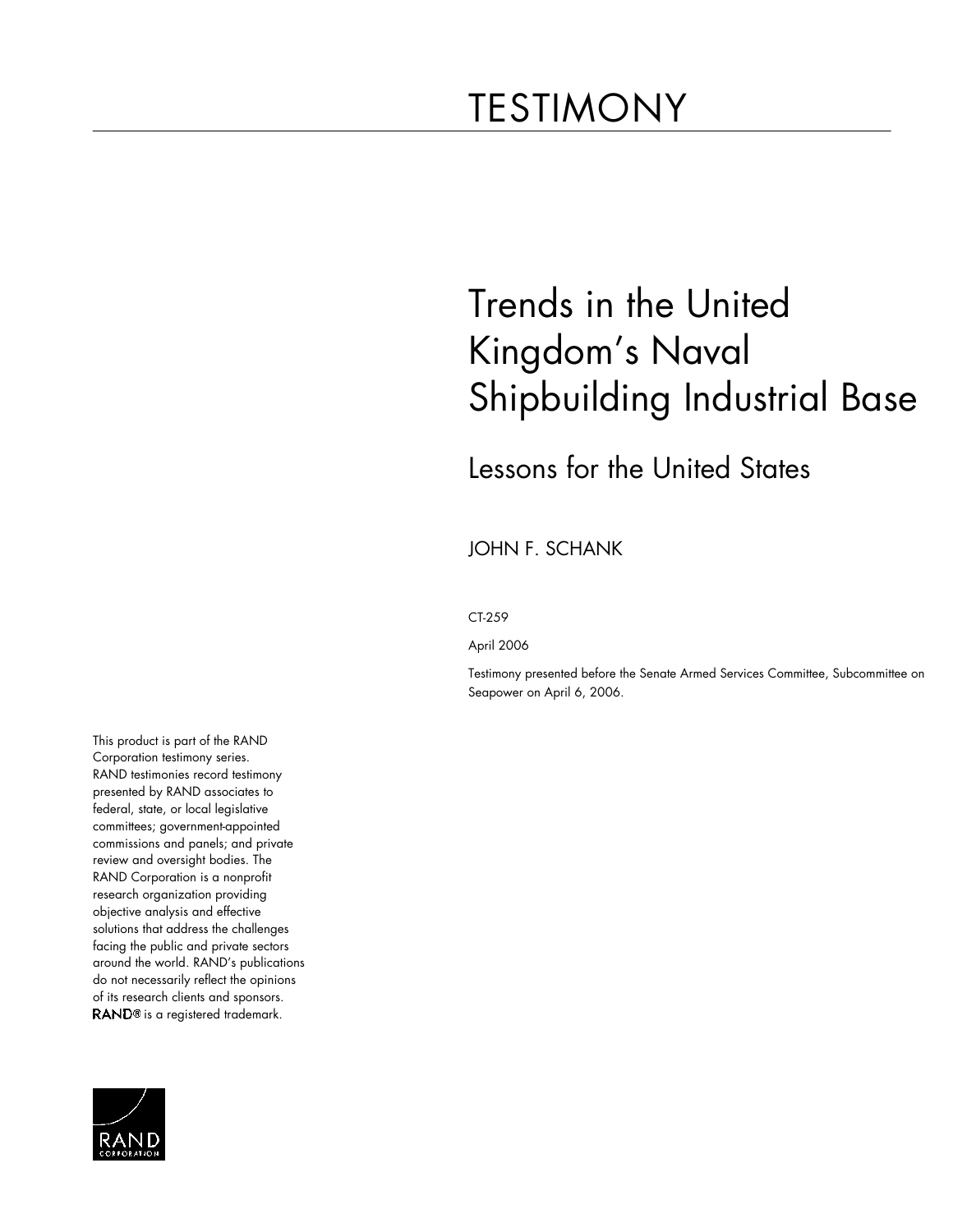# TESTIMONY

# Trends in the United Kingdom's Naval Shipbuilding Industrial Base

## Lessons for the United States

JOHN F. SCHANK

CT-259

April 2006

Testimony presented before the Senate Armed Services Committee, Subcommittee on Seapower on April 6, 2006.

This product is part of the RAND Corporation testimony series. RAND testimonies record testimony presented by RAND associates to federal, state, or local legislative committees; government-appointed commissions and panels; and private review and oversight bodies. The RAND Corporation is a nonprofit research organization providing objective analysis and effective solutions that address the challenges facing the public and private sectors around the world. RAND's publications do not necessarily reflect the opinions of its research clients and sponsors. RAND® is a registered trademark.

RAND CORPORATION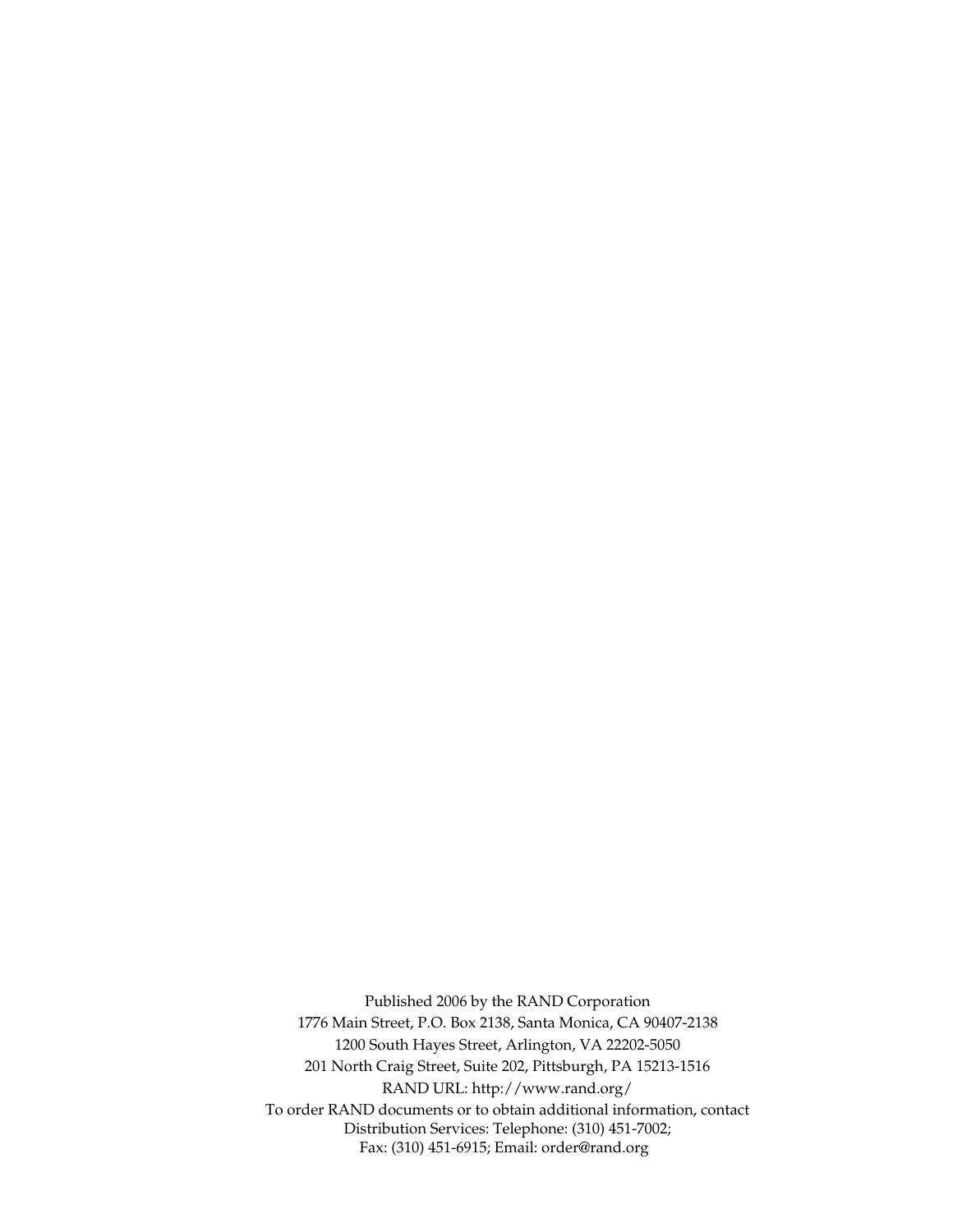Published 2006 by the RAND Corporation
1776 Main Street, P.O. Box 2138, Santa Monica, CA 90407-2138
1200 South Hayes Street, Arlington, VA 22202-5050
201 North Craig Street, Suite 202, Pittsburgh, PA 15213-1516
RAND URL: http://www.rand.org/
To order RAND documents or to obtain additional information, contact
Distribution Services: Telephone: (310) 451-7002;
Fax: (310) 451-6915; Email: order@rand.org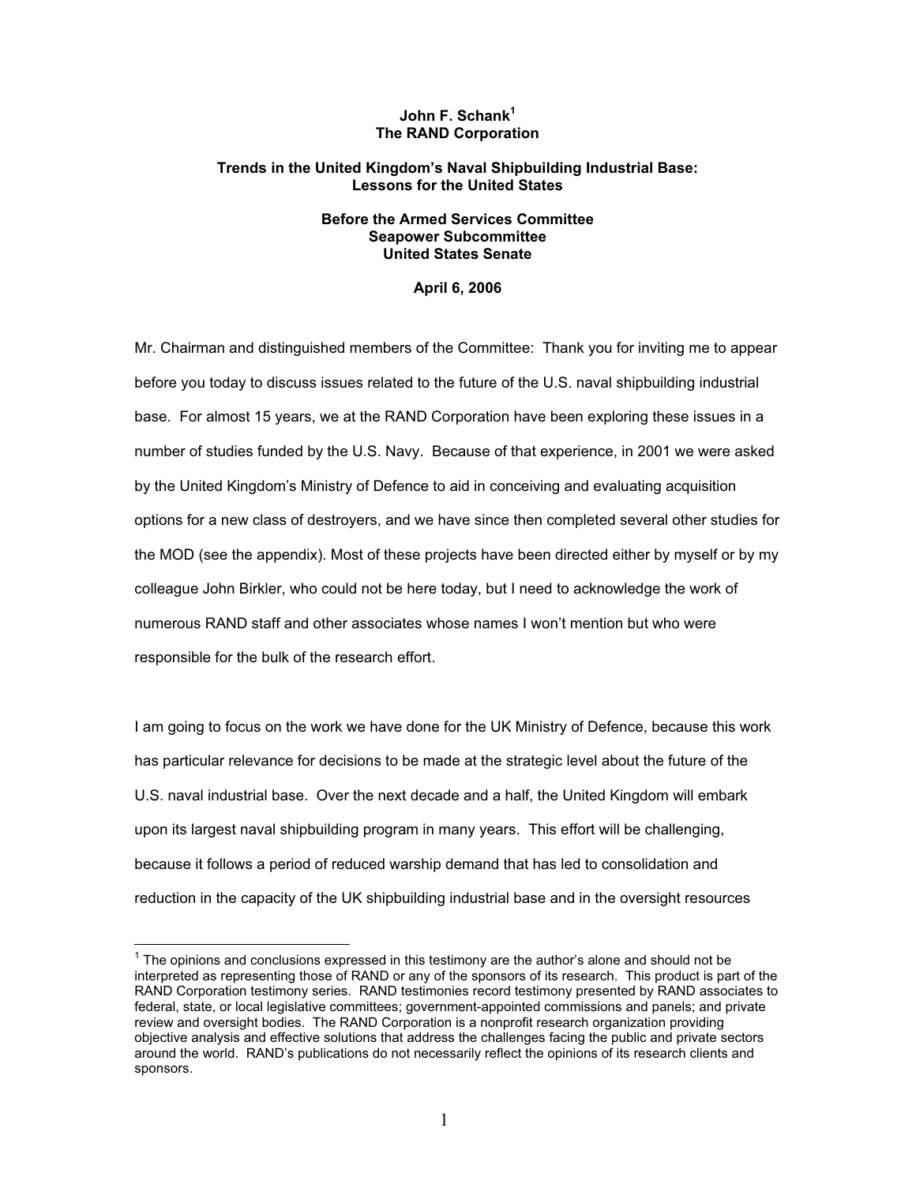**John F. Schank[1]**
**The RAND Corporation**

**Trends in the United Kingdom's Naval Shipbuilding Industrial Base: Lessons for the United States**

**Before the Armed Services Committee**
**Seapower Subcommittee**
**United States Senate**

**April 6, 2006**

Mr. Chairman and distinguished members of the Committee: Thank you for inviting me to appear before you today to discuss issues related to the future of the U.S. naval shipbuilding industrial base. For almost 15 years, we at the RAND Corporation have been exploring these issues in a number of studies funded by the U.S. Navy. Because of that experience, in 2001 we were asked by the United Kingdom's Ministry of Defence to aid in conceiving and evaluating acquisition options for a new class of destroyers, and we have since then completed several other studies for the MOD (see the appendix). Most of these projects have been directed either by myself or by my colleague John Birkler, who could not be here today, but I need to acknowledge the work of numerous RAND staff and other associates whose names I won't mention but who were responsible for the bulk of the research effort.

I am going to focus on the work we have done for the UK Ministry of Defence, because this work has particular relevance for decisions to be made at the strategic level about the future of the U.S. naval industrial base. Over the next decade and a half, the United Kingdom will embark upon its largest naval shipbuilding program in many years. This effort will be challenging, because it follows a period of reduced warship demand that has led to consolidation and reduction in the capacity of the UK shipbuilding industrial base and in the oversight resources

[1] The opinions and conclusions expressed in this testimony are the author's alone and should not be interpreted as representing those of RAND or any of the sponsors of its research. This product is part of the RAND Corporation testimony series. RAND testimonies record testimony presented by RAND associates to federal, state, or local legislative committees; government-appointed commissions and panels; and private review and oversight bodies. The RAND Corporation is a nonprofit research organization providing objective analysis and effective solutions that address the challenges facing the public and private sectors around the world. RAND's publications do not necessarily reflect the opinions of its research clients and sponsors.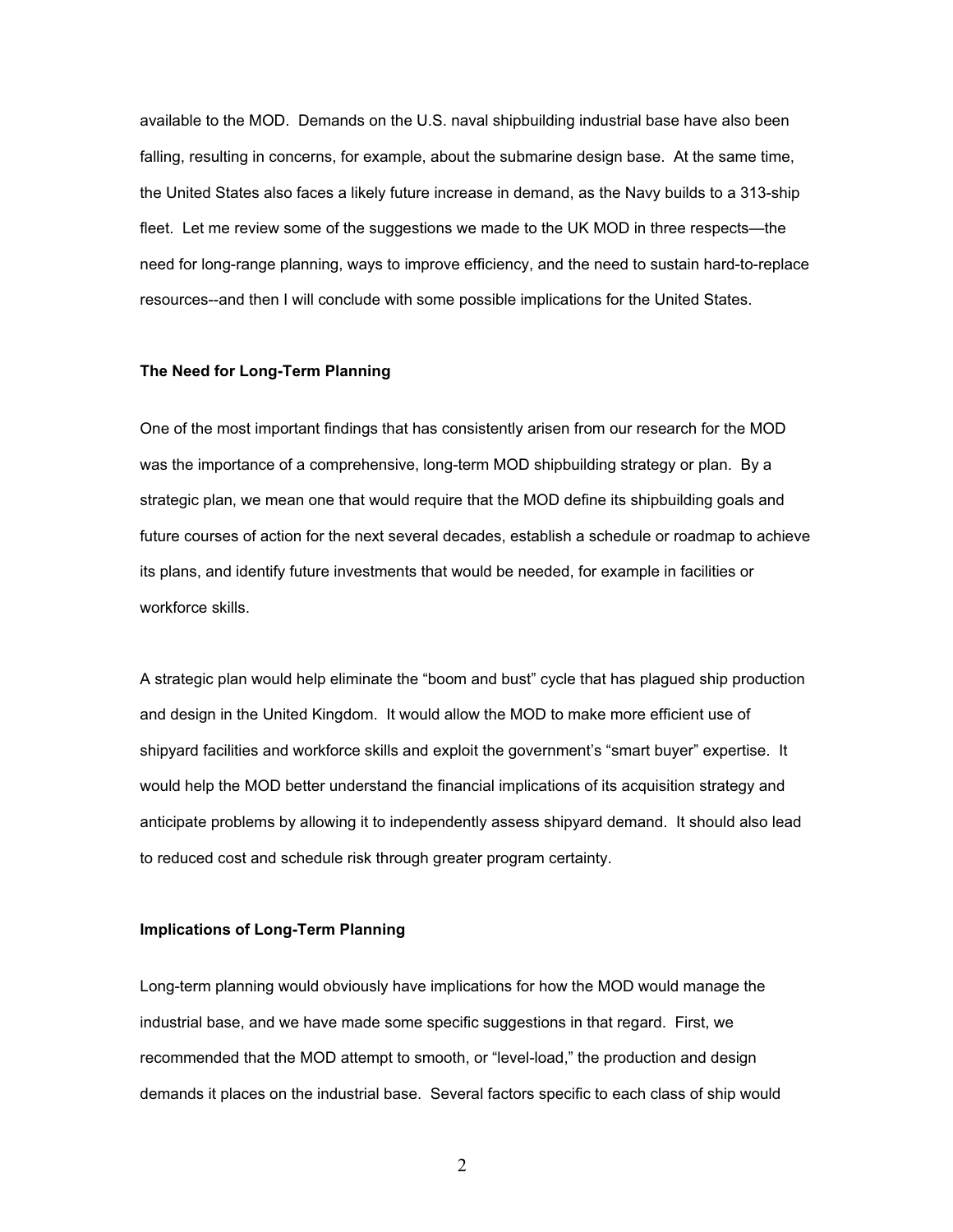available to the MOD. Demands on the U.S. naval shipbuilding industrial base have also been falling, resulting in concerns, for example, about the submarine design base. At the same time, the United States also faces a likely future increase in demand, as the Navy builds to a 313-ship fleet. Let me review some of the suggestions we made to the UK MOD in three respects—the need for long-range planning, ways to improve efficiency, and the need to sustain hard-to-replace resources--and then I will conclude with some possible implications for the United States.

**The Need for Long-Term Planning**

One of the most important findings that has consistently arisen from our research for the MOD was the importance of a comprehensive, long-term MOD shipbuilding strategy or plan. By a strategic plan, we mean one that would require that the MOD define its shipbuilding goals and future courses of action for the next several decades, establish a schedule or roadmap to achieve its plans, and identify future investments that would be needed, for example in facilities or workforce skills.

A strategic plan would help eliminate the "boom and bust" cycle that has plagued ship production and design in the United Kingdom. It would allow the MOD to make more efficient use of shipyard facilities and workforce skills and exploit the government's "smart buyer" expertise. It would help the MOD better understand the financial implications of its acquisition strategy and anticipate problems by allowing it to independently assess shipyard demand. It should also lead to reduced cost and schedule risk through greater program certainty.

**Implications of Long-Term Planning**

Long-term planning would obviously have implications for how the MOD would manage the industrial base, and we have made some specific suggestions in that regard. First, we recommended that the MOD attempt to smooth, or "level-load," the production and design demands it places on the industrial base. Several factors specific to each class of ship would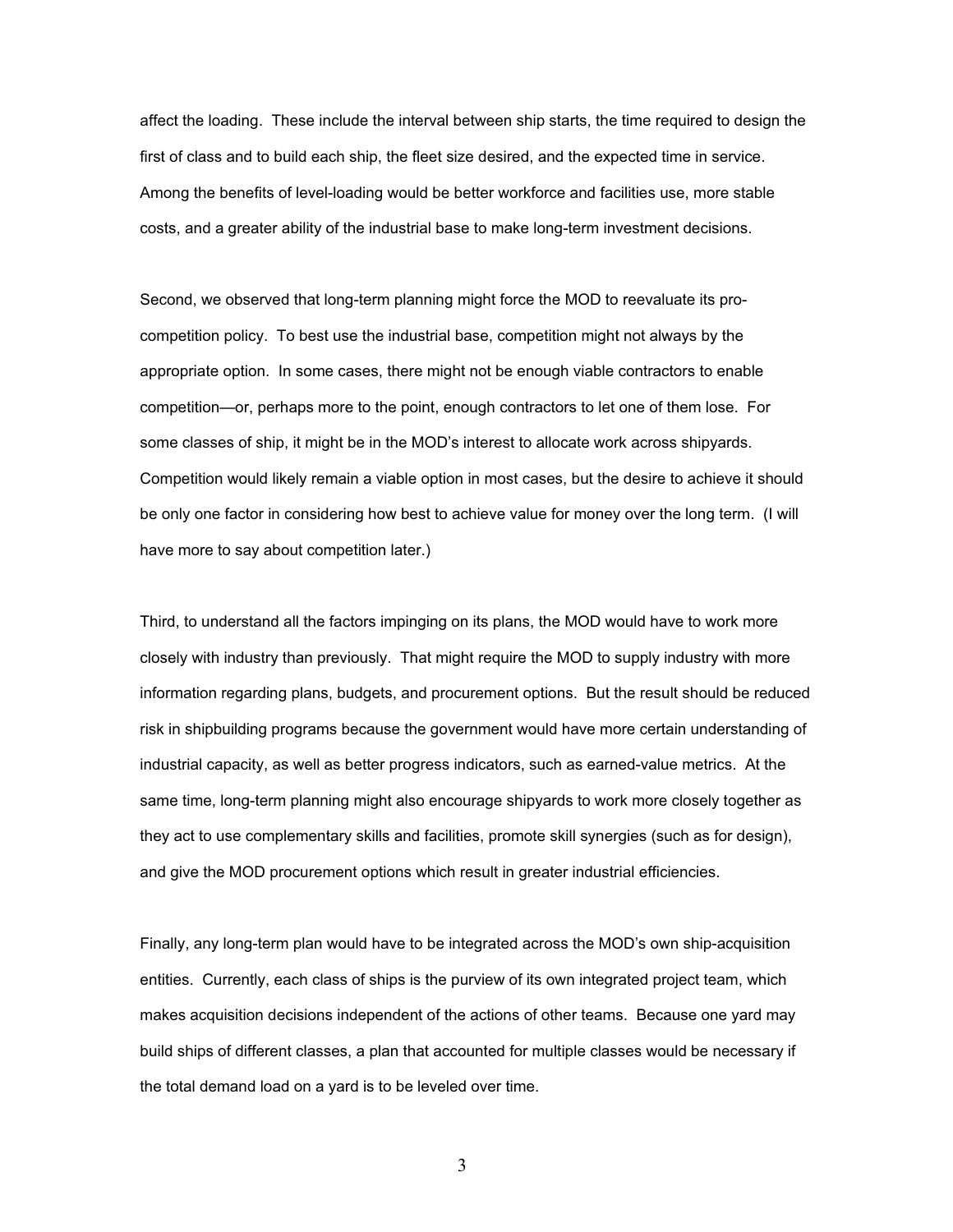affect the loading. These include the interval between ship starts, the time required to design the first of class and to build each ship, the fleet size desired, and the expected time in service. Among the benefits of level-loading would be better workforce and facilities use, more stable costs, and a greater ability of the industrial base to make long-term investment decisions.

Second, we observed that long-term planning might force the MOD to reevaluate its pro-competition policy. To best use the industrial base, competition might not always by the appropriate option. In some cases, there might not be enough viable contractors to enable competition—or, perhaps more to the point, enough contractors to let one of them lose. For some classes of ship, it might be in the MOD's interest to allocate work across shipyards. Competition would likely remain a viable option in most cases, but the desire to achieve it should be only one factor in considering how best to achieve value for money over the long term. (I will have more to say about competition later.)

Third, to understand all the factors impinging on its plans, the MOD would have to work more closely with industry than previously. That might require the MOD to supply industry with more information regarding plans, budgets, and procurement options. But the result should be reduced risk in shipbuilding programs because the government would have more certain understanding of industrial capacity, as well as better progress indicators, such as earned-value metrics. At the same time, long-term planning might also encourage shipyards to work more closely together as they act to use complementary skills and facilities, promote skill synergies (such as for design), and give the MOD procurement options which result in greater industrial efficiencies.

Finally, any long-term plan would have to be integrated across the MOD's own ship-acquisition entities. Currently, each class of ships is the purview of its own integrated project team, which makes acquisition decisions independent of the actions of other teams. Because one yard may build ships of different classes, a plan that accounted for multiple classes would be necessary if the total demand load on a yard is to be leveled over time.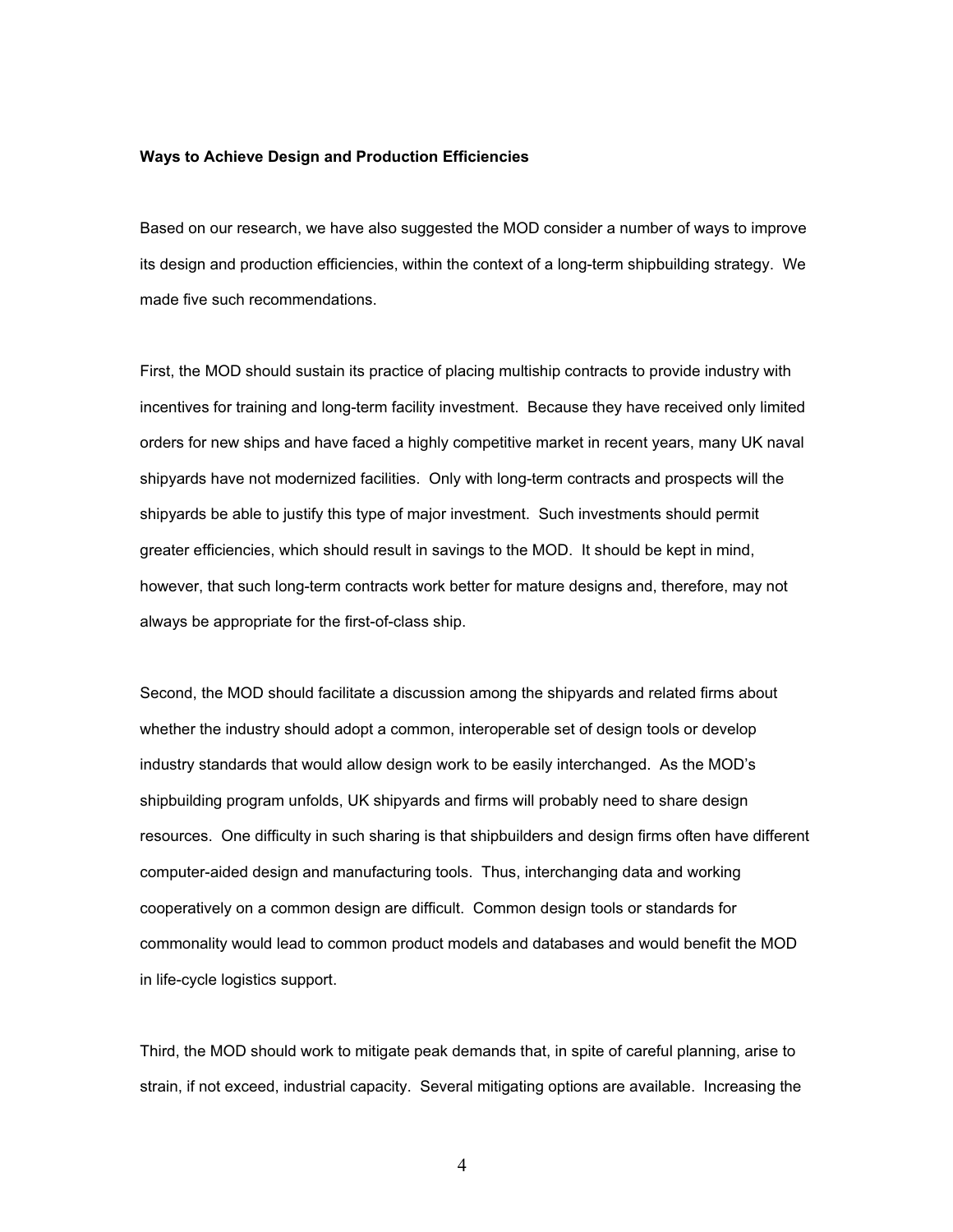**Ways to Achieve Design and Production Efficiencies**

Based on our research, we have also suggested the MOD consider a number of ways to improve its design and production efficiencies, within the context of a long-term shipbuilding strategy. We made five such recommendations.

First, the MOD should sustain its practice of placing multiship contracts to provide industry with incentives for training and long-term facility investment. Because they have received only limited orders for new ships and have faced a highly competitive market in recent years, many UK naval shipyards have not modernized facilities. Only with long-term contracts and prospects will the shipyards be able to justify this type of major investment. Such investments should permit greater efficiencies, which should result in savings to the MOD. It should be kept in mind, however, that such long-term contracts work better for mature designs and, therefore, may not always be appropriate for the first-of-class ship.

Second, the MOD should facilitate a discussion among the shipyards and related firms about whether the industry should adopt a common, interoperable set of design tools or develop industry standards that would allow design work to be easily interchanged. As the MOD's shipbuilding program unfolds, UK shipyards and firms will probably need to share design resources. One difficulty in such sharing is that shipbuilders and design firms often have different computer-aided design and manufacturing tools. Thus, interchanging data and working cooperatively on a common design are difficult. Common design tools or standards for commonality would lead to common product models and databases and would benefit the MOD in life-cycle logistics support.

Third, the MOD should work to mitigate peak demands that, in spite of careful planning, arise to strain, if not exceed, industrial capacity. Several mitigating options are available. Increasing the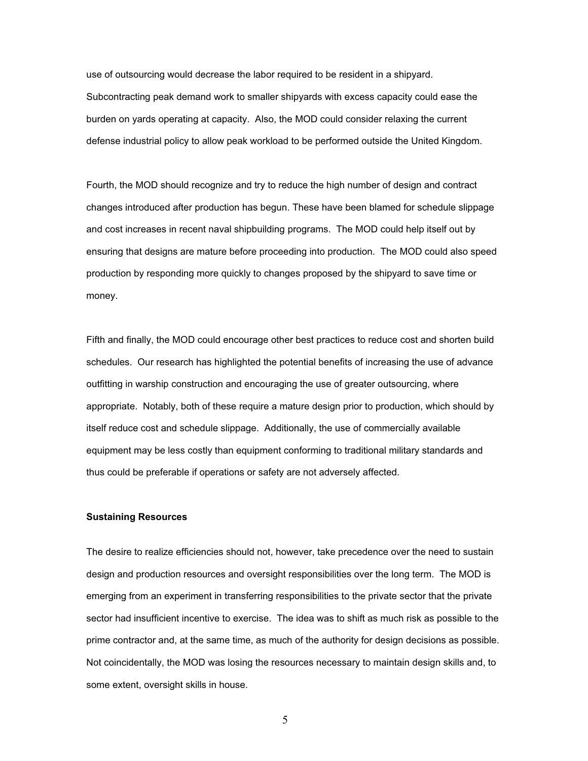use of outsourcing would decrease the labor required to be resident in a shipyard. Subcontracting peak demand work to smaller shipyards with excess capacity could ease the burden on yards operating at capacity. Also, the MOD could consider relaxing the current defense industrial policy to allow peak workload to be performed outside the United Kingdom.

Fourth, the MOD should recognize and try to reduce the high number of design and contract changes introduced after production has begun. These have been blamed for schedule slippage and cost increases in recent naval shipbuilding programs. The MOD could help itself out by ensuring that designs are mature before proceeding into production. The MOD could also speed production by responding more quickly to changes proposed by the shipyard to save time or money.

Fifth and finally, the MOD could encourage other best practices to reduce cost and shorten build schedules. Our research has highlighted the potential benefits of increasing the use of advance outfitting in warship construction and encouraging the use of greater outsourcing, where appropriate. Notably, both of these require a mature design prior to production, which should by itself reduce cost and schedule slippage. Additionally, the use of commercially available equipment may be less costly than equipment conforming to traditional military standards and thus could be preferable if operations or safety are not adversely affected.

**Sustaining Resources**

The desire to realize efficiencies should not, however, take precedence over the need to sustain design and production resources and oversight responsibilities over the long term. The MOD is emerging from an experiment in transferring responsibilities to the private sector that the private sector had insufficient incentive to exercise. The idea was to shift as much risk as possible to the prime contractor and, at the same time, as much of the authority for design decisions as possible. Not coincidentally, the MOD was losing the resources necessary to maintain design skills and, to some extent, oversight skills in house.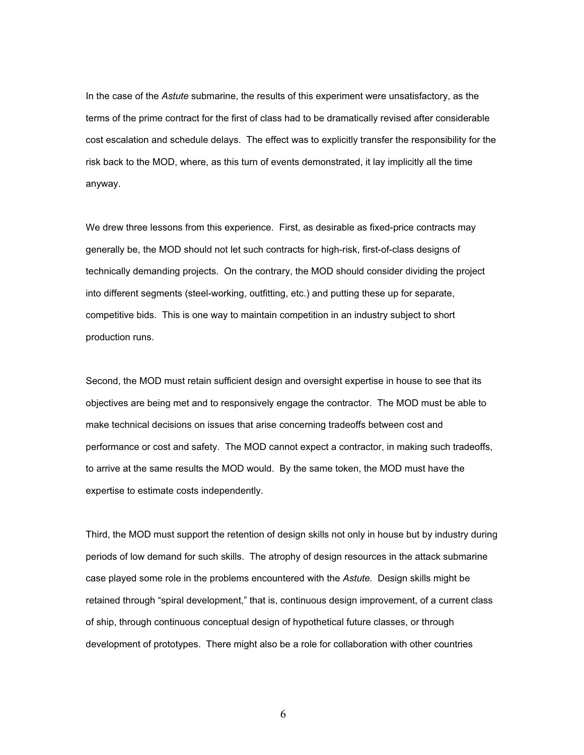In the case of the *Astute* submarine, the results of this experiment were unsatisfactory, as the terms of the prime contract for the first of class had to be dramatically revised after considerable cost escalation and schedule delays. The effect was to explicitly transfer the responsibility for the risk back to the MOD, where, as this turn of events demonstrated, it lay implicitly all the time anyway.

We drew three lessons from this experience. First, as desirable as fixed-price contracts may generally be, the MOD should not let such contracts for high-risk, first-of-class designs of technically demanding projects. On the contrary, the MOD should consider dividing the project into different segments (steel-working, outfitting, etc.) and putting these up for separate, competitive bids. This is one way to maintain competition in an industry subject to short production runs.

Second, the MOD must retain sufficient design and oversight expertise in house to see that its objectives are being met and to responsively engage the contractor. The MOD must be able to make technical decisions on issues that arise concerning tradeoffs between cost and performance or cost and safety. The MOD cannot expect a contractor, in making such tradeoffs, to arrive at the same results the MOD would. By the same token, the MOD must have the expertise to estimate costs independently.

Third, the MOD must support the retention of design skills not only in house but by industry during periods of low demand for such skills. The atrophy of design resources in the attack submarine case played some role in the problems encountered with the *Astute.* Design skills might be retained through "spiral development," that is, continuous design improvement, of a current class of ship, through continuous conceptual design of hypothetical future classes, or through development of prototypes. There might also be a role for collaboration with other countries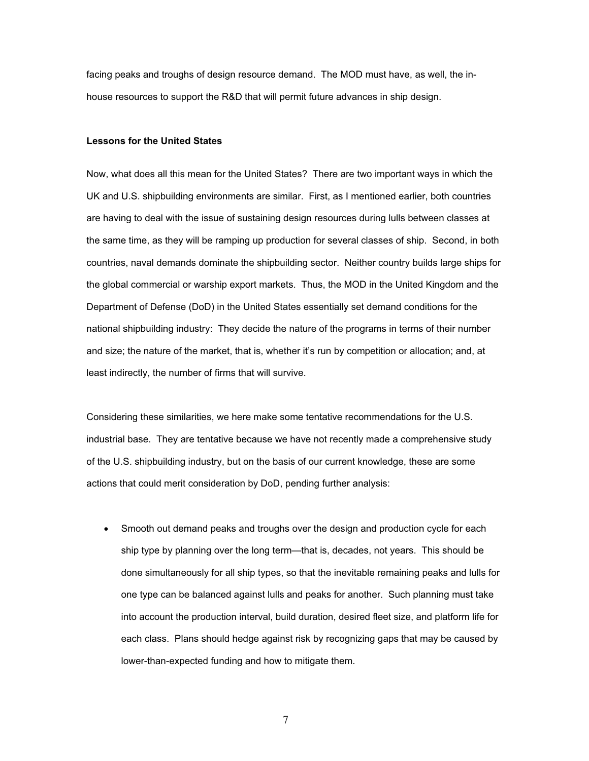facing peaks and troughs of design resource demand. The MOD must have, as well, the in-house resources to support the R&D that will permit future advances in ship design.

**Lessons for the United States**

Now, what does all this mean for the United States? There are two important ways in which the UK and U.S. shipbuilding environments are similar. First, as I mentioned earlier, both countries are having to deal with the issue of sustaining design resources during lulls between classes at the same time, as they will be ramping up production for several classes of ship. Second, in both countries, naval demands dominate the shipbuilding sector. Neither country builds large ships for the global commercial or warship export markets. Thus, the MOD in the United Kingdom and the Department of Defense (DoD) in the United States essentially set demand conditions for the national shipbuilding industry: They decide the nature of the programs in terms of their number and size; the nature of the market, that is, whether it's run by competition or allocation; and, at least indirectly, the number of firms that will survive.

Considering these similarities, we here make some tentative recommendations for the U.S. industrial base. They are tentative because we have not recently made a comprehensive study of the U.S. shipbuilding industry, but on the basis of our current knowledge, these are some actions that could merit consideration by DoD, pending further analysis:

- Smooth out demand peaks and troughs over the design and production cycle for each ship type by planning over the long term—that is, decades, not years. This should be done simultaneously for all ship types, so that the inevitable remaining peaks and lulls for one type can be balanced against lulls and peaks for another. Such planning must take into account the production interval, build duration, desired fleet size, and platform life for each class. Plans should hedge against risk by recognizing gaps that may be caused by lower-than-expected funding and how to mitigate them.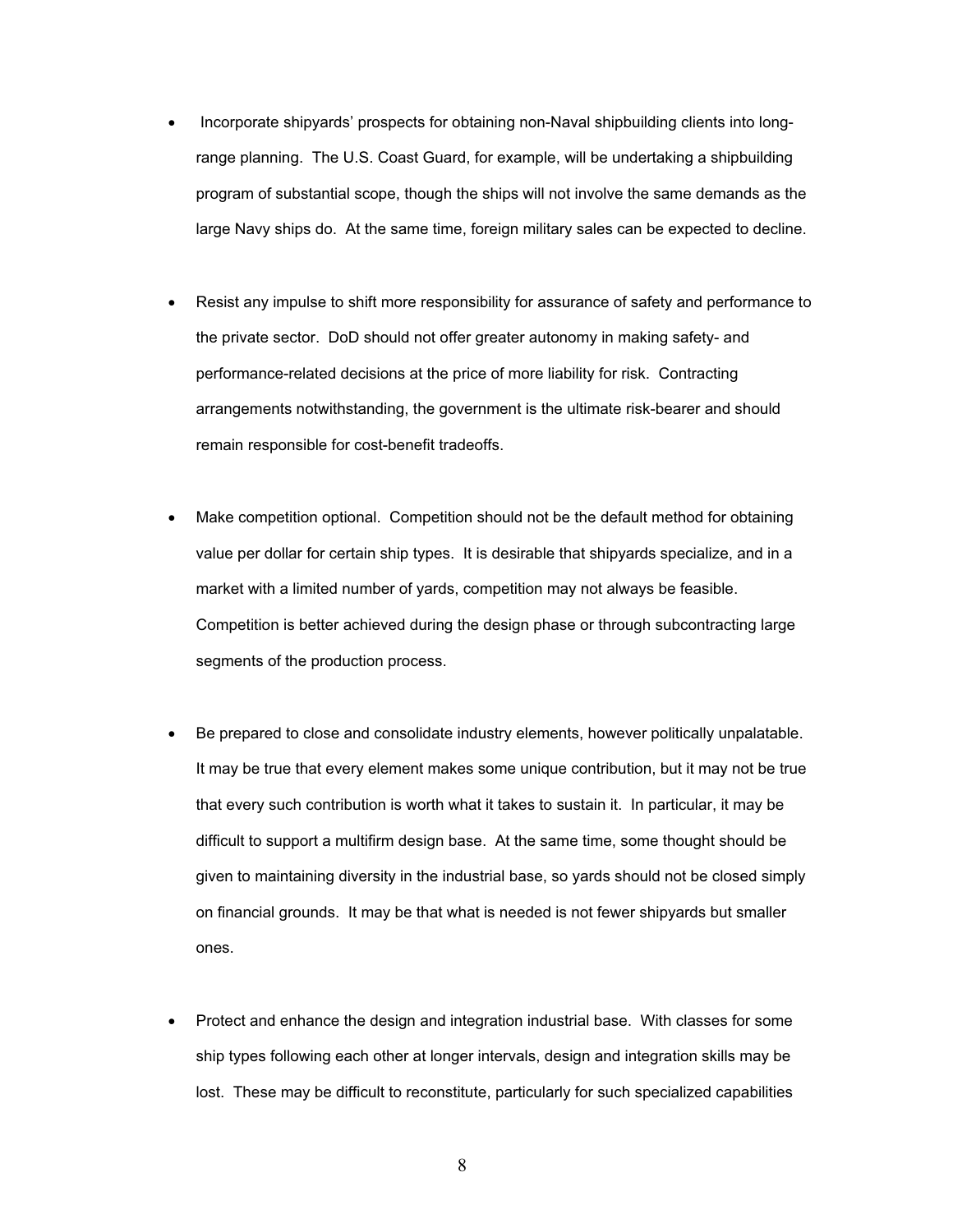- Incorporate shipyards' prospects for obtaining non-Naval shipbuilding clients into long-range planning. The U.S. Coast Guard, for example, will be undertaking a shipbuilding program of substantial scope, though the ships will not involve the same demands as the large Navy ships do. At the same time, foreign military sales can be expected to decline.

- Resist any impulse to shift more responsibility for assurance of safety and performance to the private sector. DoD should not offer greater autonomy in making safety- and performance-related decisions at the price of more liability for risk. Contracting arrangements notwithstanding, the government is the ultimate risk-bearer and should remain responsible for cost-benefit tradeoffs.

- Make competition optional. Competition should not be the default method for obtaining value per dollar for certain ship types. It is desirable that shipyards specialize, and in a market with a limited number of yards, competition may not always be feasible. Competition is better achieved during the design phase or through subcontracting large segments of the production process.

- Be prepared to close and consolidate industry elements, however politically unpalatable. It may be true that every element makes some unique contribution, but it may not be true that every such contribution is worth what it takes to sustain it. In particular, it may be difficult to support a multifirm design base. At the same time, some thought should be given to maintaining diversity in the industrial base, so yards should not be closed simply on financial grounds. It may be that what is needed is not fewer shipyards but smaller ones.

- Protect and enhance the design and integration industrial base. With classes for some ship types following each other at longer intervals, design and integration skills may be lost. These may be difficult to reconstitute, particularly for such specialized capabilities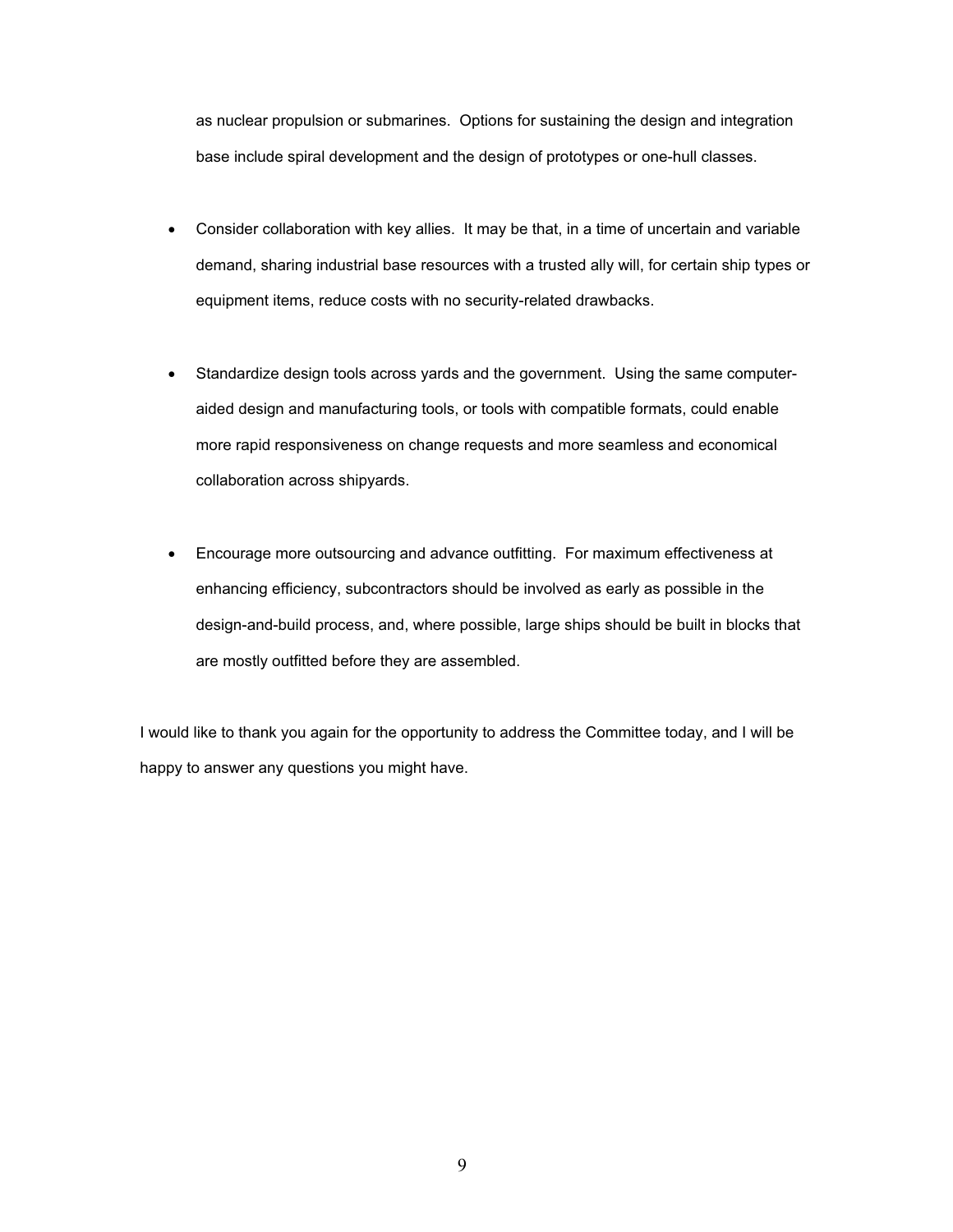as nuclear propulsion or submarines. Options for sustaining the design and integration base include spiral development and the design of prototypes or one-hull classes.

- Consider collaboration with key allies. It may be that, in a time of uncertain and variable demand, sharing industrial base resources with a trusted ally will, for certain ship types or equipment items, reduce costs with no security-related drawbacks.

- Standardize design tools across yards and the government. Using the same computer-aided design and manufacturing tools, or tools with compatible formats, could enable more rapid responsiveness on change requests and more seamless and economical collaboration across shipyards.

- Encourage more outsourcing and advance outfitting. For maximum effectiveness at enhancing efficiency, subcontractors should be involved as early as possible in the design-and-build process, and, where possible, large ships should be built in blocks that are mostly outfitted before they are assembled.

I would like to thank you again for the opportunity to address the Committee today, and I will be happy to answer any questions you might have.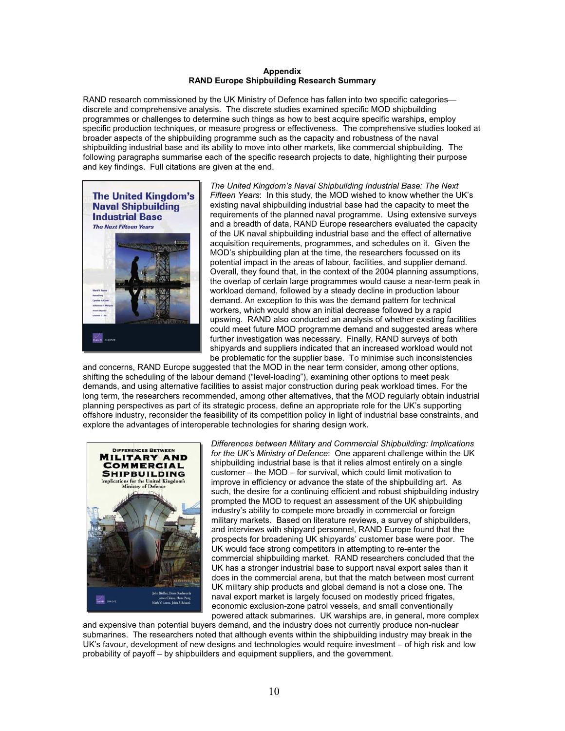**Appendix**
**RAND Europe Shipbuilding Research Summary**

RAND research commissioned by the UK Ministry of Defence has fallen into two specific categories—discrete and comprehensive analysis. The discrete studies examined specific MOD shipbuilding programmes or challenges to determine such things as how to best acquire specific warships, employ specific production techniques, or measure progress or effectiveness. The comprehensive studies looked at broader aspects of the shipbuilding programme such as the capacity and robustness of the naval shipbuilding industrial base and its ability to move into other markets, like commercial shipbuilding. The following paragraphs summarise each of the specific research projects to date, highlighting their purpose and key findings. Full citations are given at the end.

*The United Kingdom's Naval Shipbuilding Industrial Base: The Next Fifteen Years*: In this study, the MOD wished to know whether the UK's existing naval shipbuilding industrial base had the capacity to meet the requirements of the planned naval programme. Using extensive surveys and a breadth of data, RAND Europe researchers evaluated the capacity of the UK naval shipbuilding industrial base and the effect of alternative acquisition requirements, programmes, and schedules on it. Given the MOD's shipbuilding plan at the time, the researchers focussed on its potential impact in the areas of labour, facilities, and supplier demand. Overall, they found that, in the context of the 2004 planning assumptions, the overlap of certain large programmes would cause a near-term peak in workload demand, followed by a steady decline in production labour demand. An exception to this was the demand pattern for technical workers, which would show an initial decrease followed by a rapid upswing. RAND also conducted an analysis of whether existing facilities could meet future MOD programme demand and suggested areas where further investigation was necessary. Finally, RAND surveys of both shipyards and suppliers indicated that an increased workload would not be problematic for the supplier base. To minimise such inconsistencies and concerns, RAND Europe suggested that the MOD in the near term consider, among other options, shifting the scheduling of the labour demand ("level-loading"), examining other options to meet peak demands, and using alternative facilities to assist major construction during peak workload times. For the long term, the researchers recommended, among other alternatives, that the MOD regularly obtain industrial planning perspectives as part of its strategic process, define an appropriate role for the UK's supporting offshore industry, reconsider the feasibility of its competition policy in light of industrial base constraints, and explore the advantages of interoperable technologies for sharing design work.

*Differences between Military and Commercial Shipbuilding: Implications for the UK's Ministry of Defence*: One apparent challenge within the UK shipbuilding industrial base is that it relies almost entirely on a single customer – the MOD – for survival, which could limit motivation to improve in efficiency or advance the state of the shipbuilding art. As such, the desire for a continuing efficient and robust shipbuilding industry prompted the MOD to request an assessment of the UK shipbuilding industry's ability to compete more broadly in commercial or foreign military markets. Based on literature reviews, a survey of shipbuilders, and interviews with shipyard personnel, RAND Europe found that the prospects for broadening UK shipyards' customer base were poor. The UK would face strong competitors in attempting to re-enter the commercial shipbuilding market. RAND researchers concluded that the UK has a stronger industrial base to support naval export sales than it does in the commercial arena, but that the match between most current UK military ship products and global demand is not a close one. The naval export market is largely focused on modestly priced frigates, economic exclusion-zone patrol vessels, and small conventionally powered attack submarines. UK warships are, in general, more complex and expensive than potential buyers demand, and the industry does not currently produce non-nuclear submarines. The researchers noted that although events within the shipbuilding industry may break in the UK's favour, development of new designs and technologies would require investment – of high risk and low probability of payoff – by shipbuilders and equipment suppliers, and the government.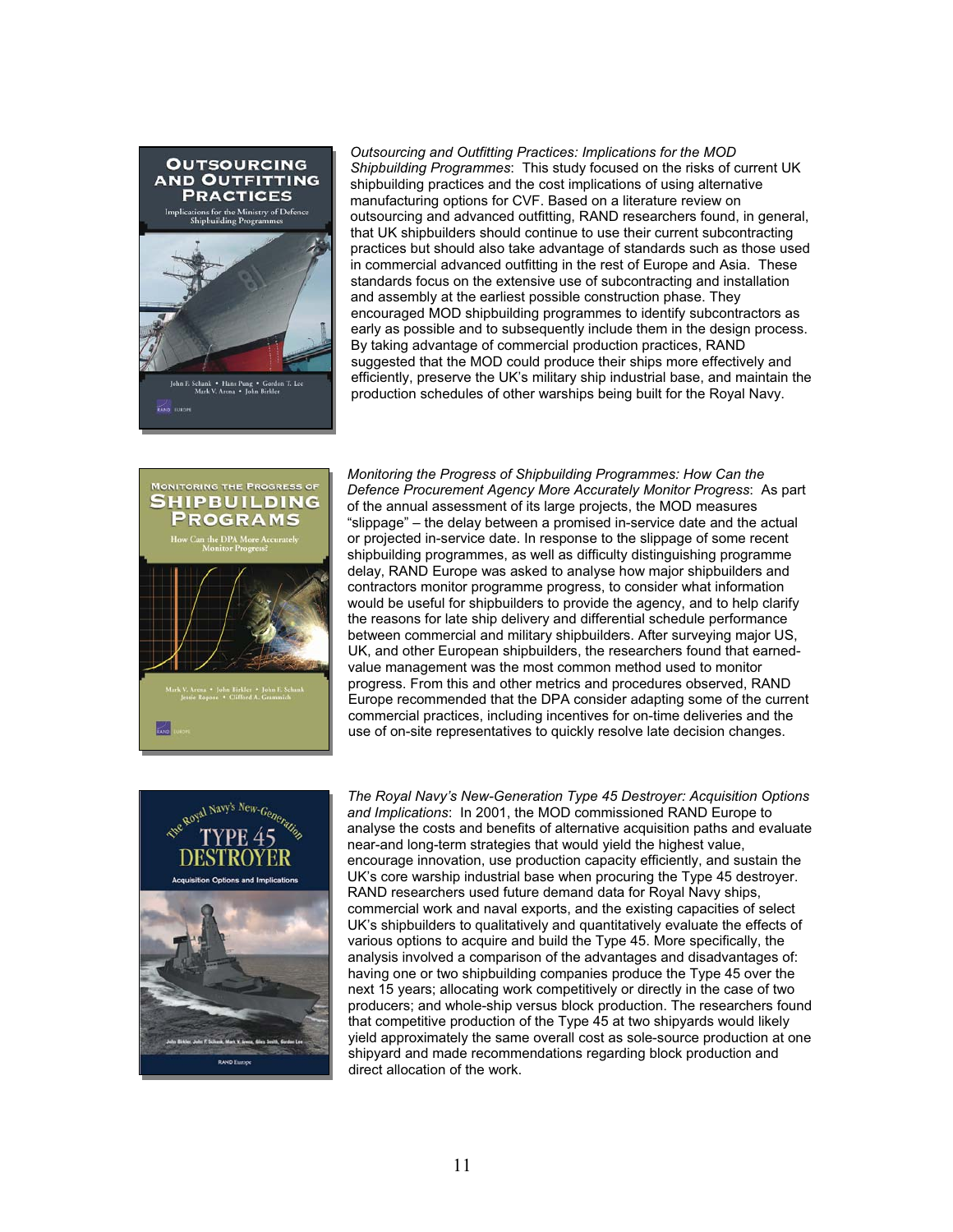*Outsourcing and Outfitting Practices: Implications for the MOD Shipbuilding Programmes*: This study focused on the risks of current UK shipbuilding practices and the cost implications of using alternative manufacturing options for CVF. Based on a literature review on outsourcing and advanced outfitting, RAND researchers found, in general, that UK shipbuilders should continue to use their current subcontracting practices but should also take advantage of standards such as those used in commercial advanced outfitting in the rest of Europe and Asia. These standards focus on the extensive use of subcontracting and installation and assembly at the earliest possible construction phase. They encouraged MOD shipbuilding programmes to identify subcontractors as early as possible and to subsequently include them in the design process. By taking advantage of commercial production practices, RAND suggested that the MOD could produce their ships more effectively and efficiently, preserve the UK's military ship industrial base, and maintain the production schedules of other warships being built for the Royal Navy.

*Monitoring the Progress of Shipbuilding Programmes: How Can the Defence Procurement Agency More Accurately Monitor Progress*: As part of the annual assessment of its large projects, the MOD measures "slippage" – the delay between a promised in-service date and the actual or projected in-service date. In response to the slippage of some recent shipbuilding programmes, as well as difficulty distinguishing programme delay, RAND Europe was asked to analyse how major shipbuilders and contractors monitor programme progress, to consider what information would be useful for shipbuilders to provide the agency, and to help clarify the reasons for late ship delivery and differential schedule performance between commercial and military shipbuilders. After surveying major US, UK, and other European shipbuilders, the researchers found that earned-value management was the most common method used to monitor progress. From this and other metrics and procedures observed, RAND Europe recommended that the DPA consider adapting some of the current commercial practices, including incentives for on-time deliveries and the use of on-site representatives to quickly resolve late decision changes.

*The Royal Navy's New-Generation Type 45 Destroyer: Acquisition Options and Implications*: In 2001, the MOD commissioned RAND Europe to analyse the costs and benefits of alternative acquisition paths and evaluate near-and long-term strategies that would yield the highest value, encourage innovation, use production capacity efficiently, and sustain the UK's core warship industrial base when procuring the Type 45 destroyer. RAND researchers used future demand data for Royal Navy ships, commercial work and naval exports, and the existing capacities of select UK's shipbuilders to qualitatively and quantitatively evaluate the effects of various options to acquire and build the Type 45. More specifically, the analysis involved a comparison of the advantages and disadvantages of: having one or two shipbuilding companies produce the Type 45 over the next 15 years; allocating work competitively or directly in the case of two producers; and whole-ship versus block production. The researchers found that competitive production of the Type 45 at two shipyards would likely yield approximately the same overall cost as sole-source production at one shipyard and made recommendations regarding block production and direct allocation of the work.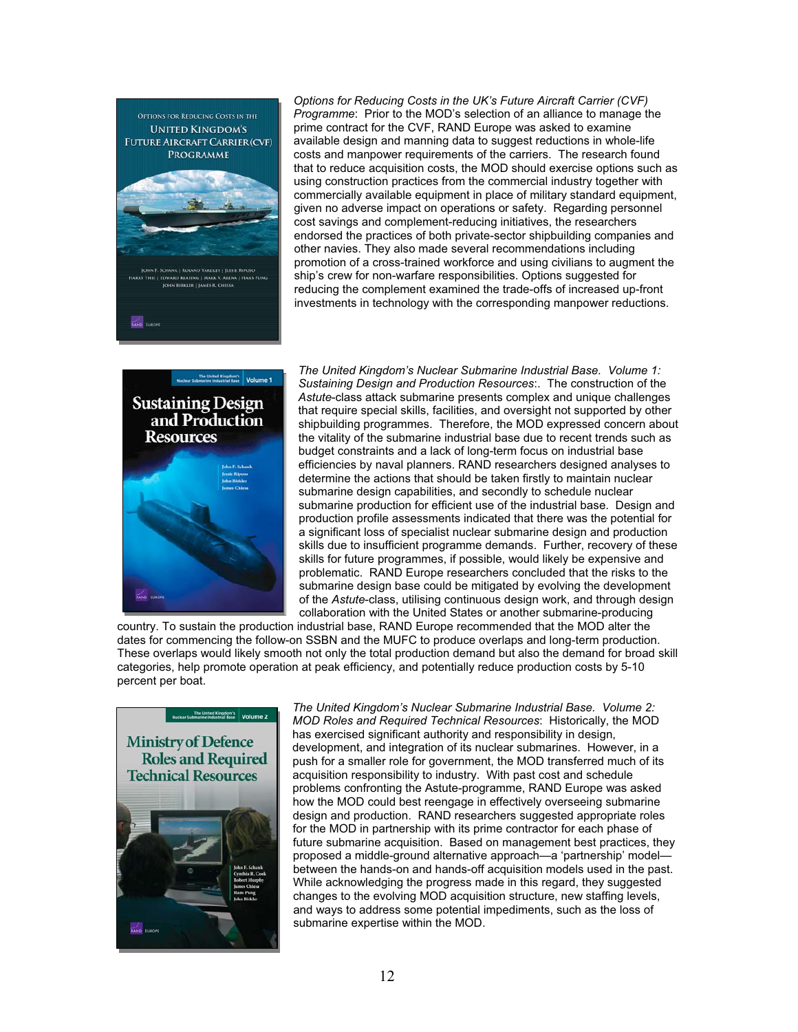*Options for Reducing Costs in the UK's Future Aircraft Carrier (CVF) Programme*: Prior to the MOD's selection of an alliance to manage the prime contract for the CVF, RAND Europe was asked to examine available design and manning data to suggest reductions in whole-life costs and manpower requirements of the carriers. The research found that to reduce acquisition costs, the MOD should exercise options such as using construction practices from the commercial industry together with commercially available equipment in place of military standard equipment, given no adverse impact on operations or safety. Regarding personnel cost savings and complement-reducing initiatives, the researchers endorsed the practices of both private-sector shipbuilding companies and other navies. They also made several recommendations including promotion of a cross-trained workforce and using civilians to augment the ship's crew for non-warfare responsibilities. Options suggested for reducing the complement examined the trade-offs of increased up-front investments in technology with the corresponding manpower reductions.

*The United Kingdom's Nuclear Submarine Industrial Base. Volume 1: Sustaining Design and Production Resources*:. The construction of the *Astute*-class attack submarine presents complex and unique challenges that require special skills, facilities, and oversight not supported by other shipbuilding programmes. Therefore, the MOD expressed concern about the vitality of the submarine industrial base due to recent trends such as budget constraints and a lack of long-term focus on industrial base efficiencies by naval planners. RAND researchers designed analyses to determine the actions that should be taken firstly to maintain nuclear submarine design capabilities, and secondly to schedule nuclear submarine production for efficient use of the industrial base. Design and production profile assessments indicated that there was the potential for a significant loss of specialist nuclear submarine design and production skills due to insufficient programme demands. Further, recovery of these skills for future programmes, if possible, would likely be expensive and problematic. RAND Europe researchers concluded that the risks to the submarine design base could be mitigated by evolving the development of the *Astute*-class, utilising continuous design work, and through design collaboration with the United States or another submarine-producing country. To sustain the production industrial base, RAND Europe recommended that the MOD alter the dates for commencing the follow-on SSBN and the MUFC to produce overlaps and long-term production. These overlaps would likely smooth not only the total production demand but also the demand for broad skill categories, help promote operation at peak efficiency, and potentially reduce production costs by 5-10 percent per boat.

*The United Kingdom's Nuclear Submarine Industrial Base. Volume 2: MOD Roles and Required Technical Resources*: Historically, the MOD has exercised significant authority and responsibility in design, development, and integration of its nuclear submarines. However, in a push for a smaller role for government, the MOD transferred much of its acquisition responsibility to industry. With past cost and schedule problems confronting the Astute-programme, RAND Europe was asked how the MOD could best reengage in effectively overseeing submarine design and production. RAND researchers suggested appropriate roles for the MOD in partnership with its prime contractor for each phase of future submarine acquisition. Based on management best practices, they proposed a middle-ground alternative approach—a 'partnership' model—between the hands-on and hands-off acquisition models used in the past. While acknowledging the progress made in this regard, they suggested changes to the evolving MOD acquisition structure, new staffing levels, and ways to address some potential impediments, such as the loss of submarine expertise within the MOD.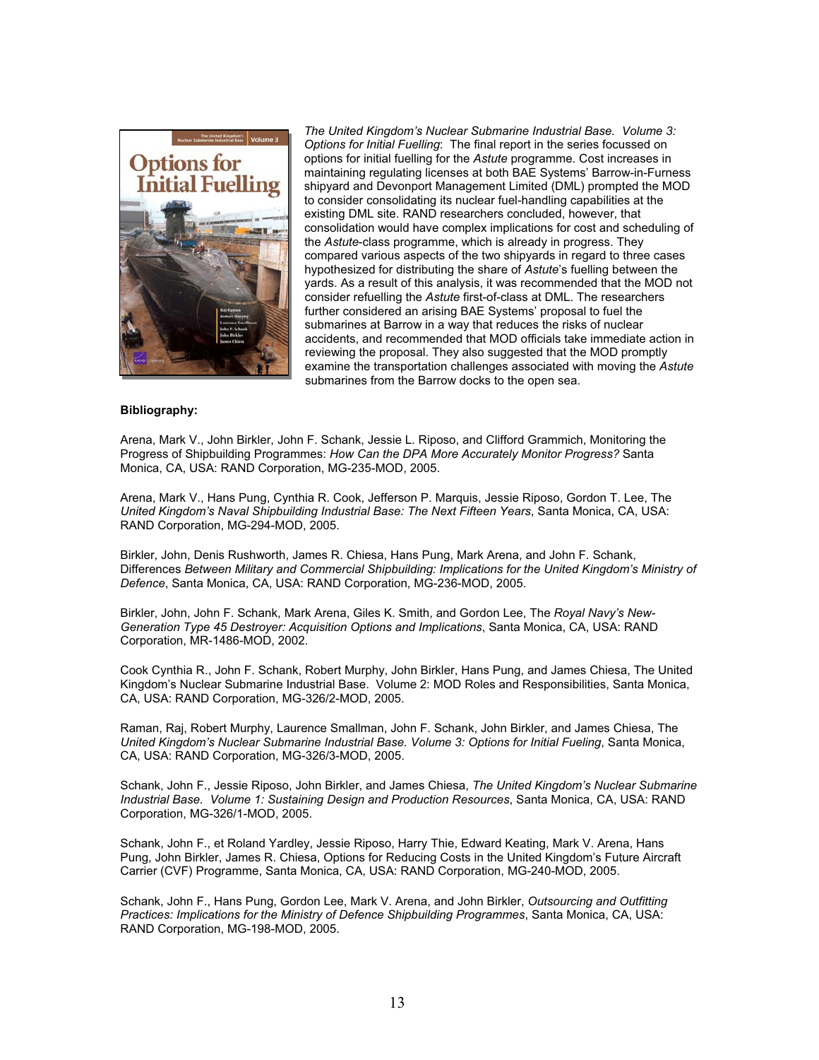*The United Kingdom's Nuclear Submarine Industrial Base. Volume 3: Options for Initial Fuelling*: The final report in the series focussed on options for initial fuelling for the *Astute* programme. Cost increases in maintaining regulating licenses at both BAE Systems' Barrow-in-Furness shipyard and Devonport Management Limited (DML) prompted the MOD to consider consolidating its nuclear fuel-handling capabilities at the existing DML site. RAND researchers concluded, however, that consolidation would have complex implications for cost and scheduling of the *Astute*-class programme, which is already in progress. They compared various aspects of the two shipyards in regard to three cases hypothesized for distributing the share of *Astute*'s fuelling between the yards. As a result of this analysis, it was recommended that the MOD not consider refuelling the *Astute* first-of-class at DML. The researchers further considered an arising BAE Systems' proposal to fuel the submarines at Barrow in a way that reduces the risks of nuclear accidents, and recommended that MOD officials take immediate action in reviewing the proposal. They also suggested that the MOD promptly examine the transportation challenges associated with moving the *Astute* submarines from the Barrow docks to the open sea.

**Bibliography:**

Arena, Mark V., John Birkler, John F. Schank, Jessie L. Riposo, and Clifford Grammich, Monitoring the Progress of Shipbuilding Programmes: *How Can the DPA More Accurately Monitor Progress?* Santa Monica, CA, USA: RAND Corporation, MG-235-MOD, 2005.

Arena, Mark V., Hans Pung, Cynthia R. Cook, Jefferson P. Marquis, Jessie Riposo, Gordon T. Lee, The *United Kingdom's Naval Shipbuilding Industrial Base: The Next Fifteen Years*, Santa Monica, CA, USA: RAND Corporation, MG-294-MOD, 2005.

Birkler, John, Denis Rushworth, James R. Chiesa, Hans Pung, Mark Arena, and John F. Schank, Differences *Between Military and Commercial Shipbuilding: Implications for the United Kingdom's Ministry of Defence*, Santa Monica, CA, USA: RAND Corporation, MG-236-MOD, 2005.

Birkler, John, John F. Schank, Mark Arena, Giles K. Smith, and Gordon Lee, The *Royal Navy's New-Generation Type 45 Destroyer: Acquisition Options and Implications*, Santa Monica, CA, USA: RAND Corporation, MR-1486-MOD, 2002.

Cook Cynthia R., John F. Schank, Robert Murphy, John Birkler, Hans Pung, and James Chiesa, The United Kingdom's Nuclear Submarine Industrial Base. Volume 2: MOD Roles and Responsibilities, Santa Monica, CA, USA: RAND Corporation, MG-326/2-MOD, 2005.

Raman, Raj, Robert Murphy, Laurence Smallman, John F. Schank, John Birkler, and James Chiesa, The *United Kingdom's Nuclear Submarine Industrial Base. Volume 3: Options for Initial Fueling*, Santa Monica, CA, USA: RAND Corporation, MG-326/3-MOD, 2005.

Schank, John F., Jessie Riposo, John Birkler, and James Chiesa, *The United Kingdom's Nuclear Submarine Industrial Base. Volume 1: Sustaining Design and Production Resources*, Santa Monica, CA, USA: RAND Corporation, MG-326/1-MOD, 2005.

Schank, John F., et Roland Yardley, Jessie Riposo, Harry Thie, Edward Keating, Mark V. Arena, Hans Pung, John Birkler, James R. Chiesa, Options for Reducing Costs in the United Kingdom's Future Aircraft Carrier (CVF) Programme, Santa Monica, CA, USA: RAND Corporation, MG-240-MOD, 2005.

Schank, John F., Hans Pung, Gordon Lee, Mark V. Arena, and John Birkler, *Outsourcing and Outfitting Practices: Implications for the Ministry of Defence Shipbuilding Programmes*, Santa Monica, CA, USA: RAND Corporation, MG-198-MOD, 2005.